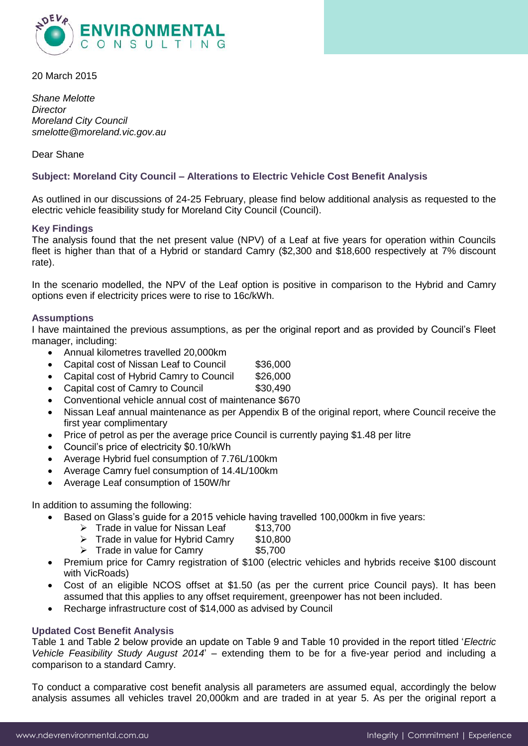20 March 2015

*Shane Melotte*
*Director*
*Moreland City Council*
*smelotte@moreland.vic.gov.au*

Dear Shane

### Subject: Moreland City Council – Alterations to Electric Vehicle Cost Benefit Analysis

As outlined in our discussions of 24-25 February, please find below additional analysis as requested to the electric vehicle feasibility study for Moreland City Council (Council).

#### Key Findings

The analysis found that the net present value (NPV) of a Leaf at five years for operation within Councils fleet is higher than that of a Hybrid or standard Camry ($2,300 and $18,600 respectively at 7% discount rate).

In the scenario modelled, the NPV of the Leaf option is positive in comparison to the Hybrid and Camry options even if electricity prices were to rise to 16c/kWh.

#### Assumptions

I have maintained the previous assumptions, as per the original report and as provided by Council's Fleet manager, including:

- Annual kilometres travelled 20,000km
- Capital cost of Nissan Leaf to Council $36,000
- Capital cost of Hybrid Camry to Council $26,000
- Capital cost of Camry to Council $30,490
- Conventional vehicle annual cost of maintenance $670
- Nissan Leaf annual maintenance as per Appendix B of the original report, where Council receive the first year complimentary
- Price of petrol as per the average price Council is currently paying $1.48 per litre
- Council's price of electricity $0.10/kWh
- Average Hybrid fuel consumption of 7.76L/100km
- Average Camry fuel consumption of 14.4L/100km
- Average Leaf consumption of 150W/hr

In addition to assuming the following:

- Based on Glass's guide for a 2015 vehicle having travelled 100,000km in five years:
    - Trade in value for Nissan Leaf $13,700
    - Trade in value for Hybrid Camry $10,800
    - Trade in value for Camry $5,700
- Premium price for Camry registration of $100 (electric vehicles and hybrids receive $100 discount with VicRoads)
- Cost of an eligible NCOS offset at $1.50 (as per the current price Council pays). It has been assumed that this applies to any offset requirement, greenpower has not been included.
- Recharge infrastructure cost of $14,000 as advised by Council

#### Updated Cost Benefit Analysis

Table 1 and Table 2 below provide an update on Table 9 and Table 10 provided in the report titled '*Electric Vehicle Feasibility Study August 2014*' – extending them to be for a five-year period and including a comparison to a standard Camry.

To conduct a comparative cost benefit analysis all parameters are assumed equal, accordingly the below analysis assumes all vehicles travel 20,000km and are traded in at year 5. As per the original report a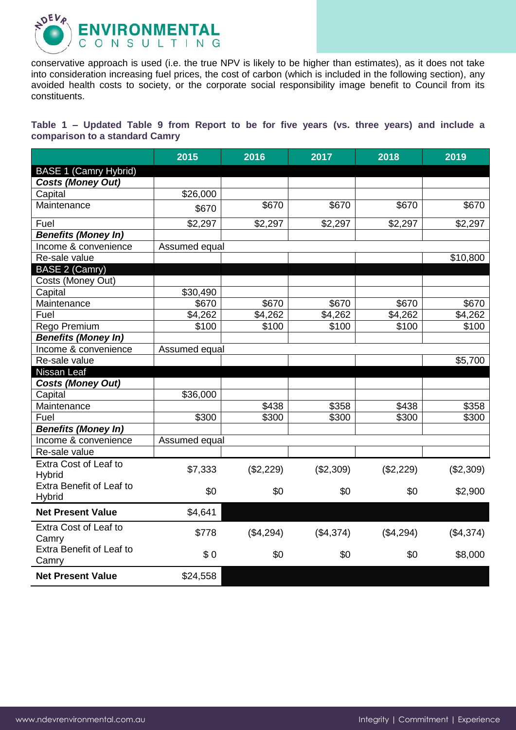conservative approach is used (i.e. the true NPV is likely to be higher than estimates), as it does not take into consideration increasing fuel prices, the cost of carbon (which is included in the following section), any avoided health costs to society, or the corporate social responsibility image benefit to Council from its constituents.

**Table 1 – Updated Table 9 from Report to be for five years (vs. three years) and include a comparison to a standard Camry**

| | 2015 | 2016 | 2017 | 2018 | 2019 |
|---|---|---|---|---|---|
| BASE 1 (Camry Hybrid) | | | | | |
| ***Costs (Money Out)*** | | | | | |
| Capital | $26,000 | | | | |
| Maintenance | $670 | $670 | $670 | $670 | $670 |
| Fuel | $2,297 | $2,297 | $2,297 | $2,297 | $2,297 |
| ***Benefits (Money In)*** | | | | | |
| Income & convenience | Assumed equal | | | | |
| Re-sale value | | | | | $10,800 |
| BASE 2 (Camry) | | | | | |
| Costs (Money Out) | | | | | |
| Capital | $30,490 | | | | |
| Maintenance | $670 | $670 | $670 | $670 | $670 |
| Fuel | $4,262 | $4,262 | $4,262 | $4,262 | $4,262 |
| Rego Premium | $100 | $100 | $100 | $100 | $100 |
| ***Benefits (Money In)*** | | | | | |
| Income & convenience | Assumed equal | | | | |
| Re-sale value | | | | | $5,700 |
| Nissan Leaf | | | | | |
| ***Costs (Money Out)*** | | | | | |
| Capital | $36,000 | | | | |
| Maintenance | | $438 | $358 | $438 | $358 |
| Fuel | $300 | $300 | $300 | $300 | $300 |
| ***Benefits (Money In)*** | | | | | |
| Income & convenience | Assumed equal | | | | |
| Re-sale value | | | | | |
| Extra Cost of Leaf to Hybrid | $7,333 | ($2,229) | ($2,309) | ($2,229) | ($2,309) |
| Extra Benefit of Leaf to Hybrid | $0 | $0 | $0 | $0 | $2,900 |
| **Net Present Value** | $4,641 | | | | |
| Extra Cost of Leaf to Camry | $778 | ($4,294) | ($4,374) | ($4,294) | ($4,374) |
| Extra Benefit of Leaf to Camry | $ 0 | $0 | $0 | $0 | $8,000 |
| **Net Present Value** | $24,558 | | | | |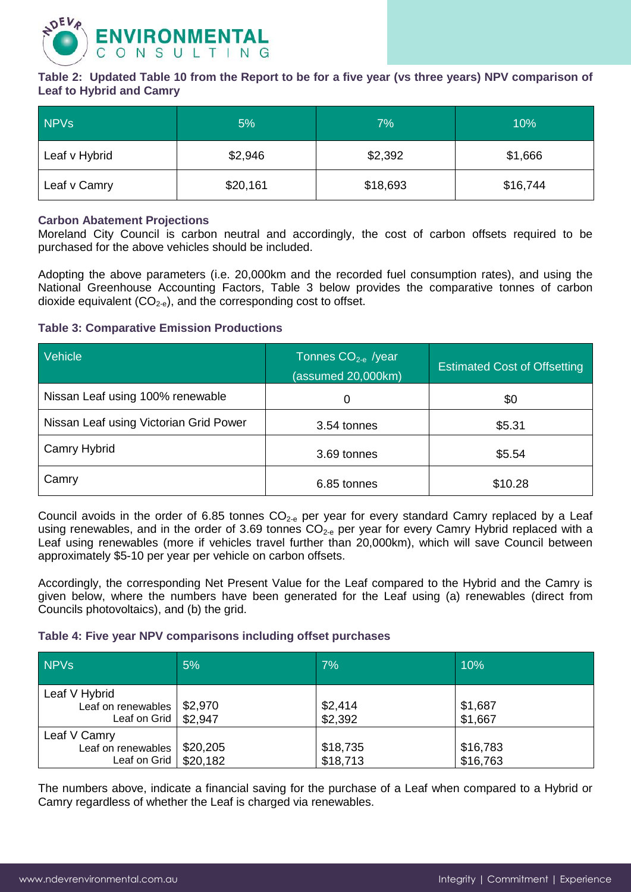**Table 2: Updated Table 10 from the Report to be for a five year (vs three years) NPV comparison of Leaf to Hybrid and Camry**

| NPVs | 5% | 7% | 10% |
|---|---|---|---|
| Leaf v Hybrid | $2,946 | $2,392 | $1,666 |
| Leaf v Camry | $20,161 | $18,693 | $16,744 |

**Carbon Abatement Projections**

Moreland City Council is carbon neutral and accordingly, the cost of carbon offsets required to be purchased for the above vehicles should be included.

Adopting the above parameters (i.e. 20,000km and the recorded fuel consumption rates), and using the National Greenhouse Accounting Factors, Table 3 below provides the comparative tonnes of carbon dioxide equivalent ($CO_{2\text{-}e}$), and the corresponding cost to offset.

**Table 3: Comparative Emission Productions**

| Vehicle | Tonnes $CO_{2\text{-}e}$ /year (assumed 20,000km) | Estimated Cost of Offsetting |
|---|---|---|
| Nissan Leaf using 100% renewable | 0 | $0 |
| Nissan Leaf using Victorian Grid Power | 3.54 tonnes | $5.31 |
| Camry Hybrid | 3.69 tonnes | $5.54 |
| Camry | 6.85 tonnes | $10.28 |

Council avoids in the order of 6.85 tonnes $CO_{2\text{-}e}$ per year for every standard Camry replaced by a Leaf using renewables, and in the order of 3.69 tonnes $CO_{2\text{-}e}$ per year for every Camry Hybrid replaced with a Leaf using renewables (more if vehicles travel further than 20,000km), which will save Council between approximately $5-10 per year per vehicle on carbon offsets.

Accordingly, the corresponding Net Present Value for the Leaf compared to the Hybrid and the Camry is given below, where the numbers have been generated for the Leaf using (a) renewables (direct from Councils photovoltaics), and (b) the grid.

**Table 4: Five year NPV comparisons including offset purchases**

| NPVs | 5% | 7% | 10% |
|---|---|---|---|
| Leaf V Hybrid | | | |
| Leaf on renewables | $2,970 | $2,414 | $1,687 |
| Leaf on Grid | $2,947 | $2,392 | $1,667 |
| Leaf V Camry | | | |
| Leaf on renewables | $20,205 | $18,735 | $16,783 |
| Leaf on Grid | $20,182 | $18,713 | $16,763 |

The numbers above, indicate a financial saving for the purchase of a Leaf when compared to a Hybrid or Camry regardless of whether the Leaf is charged via renewables.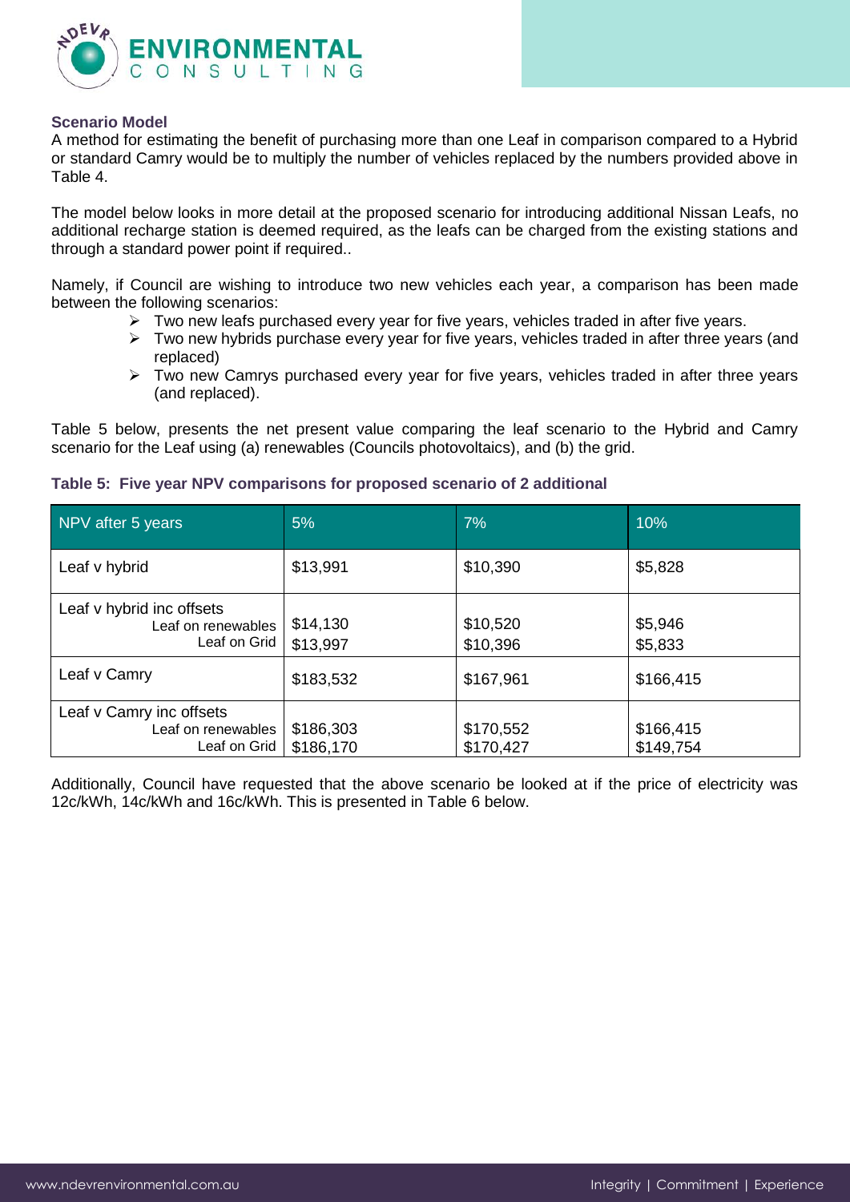**Scenario Model**

A method for estimating the benefit of purchasing more than one Leaf in comparison compared to a Hybrid or standard Camry would be to multiply the number of vehicles replaced by the numbers provided above in Table 4.

The model below looks in more detail at the proposed scenario for introducing additional Nissan Leafs, no additional recharge station is deemed required, as the leafs can be charged from the existing stations and through a standard power point if required..

Namely, if Council are wishing to introduce two new vehicles each year, a comparison has been made between the following scenarios:

- Two new leafs purchased every year for five years, vehicles traded in after five years.
- Two new hybrids purchase every year for five years, vehicles traded in after three years (and replaced)
- Two new Camrys purchased every year for five years, vehicles traded in after three years (and replaced).

Table 5 below, presents the net present value comparing the leaf scenario to the Hybrid and Camry scenario for the Leaf using (a) renewables (Councils photovoltaics), and (b) the grid.

**Table 5: Five year NPV comparisons for proposed scenario of 2 additional**

| NPV after 5 years | 5% | 7% | 10% |
|---|---|---|---|
| Leaf v hybrid | $13,991 | $10,390 | $5,828 |
| Leaf v hybrid inc offsets | | | |
| Leaf on renewables | $14,130 | $10,520 | $5,946 |
| Leaf on Grid | $13,997 | $10,396 | $5,833 |
| Leaf v Camry | $183,532 | $167,961 | $166,415 |
| Leaf v Camry inc offsets | | | |
| Leaf on renewables | $186,303 | $170,552 | $166,415 |
| Leaf on Grid | $186,170 | $170,427 | $149,754 |

Additionally, Council have requested that the above scenario be looked at if the price of electricity was 12c/kWh, 14c/kWh and 16c/kWh. This is presented in Table 6 below.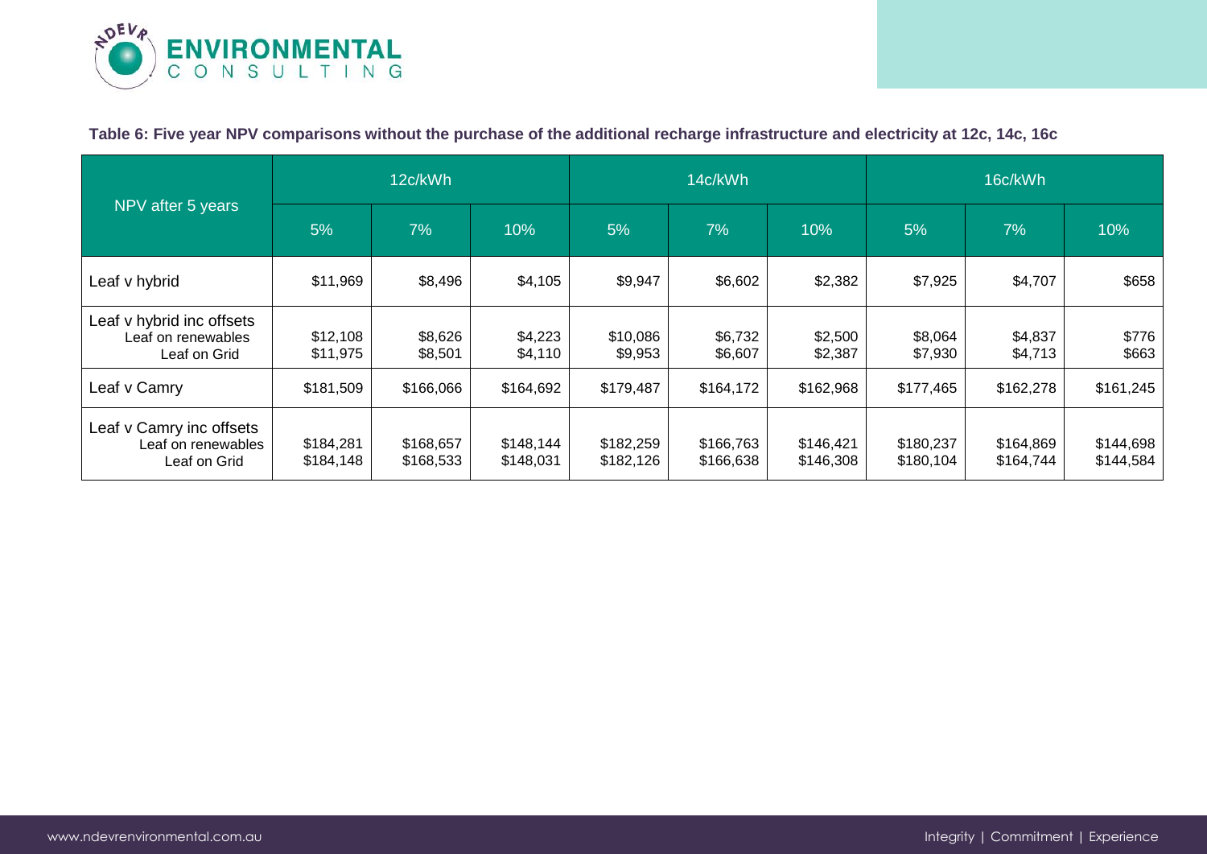**Table 6: Five year NPV comparisons without the purchase of the additional recharge infrastructure and electricity at 12c, 14c, 16c**

| NPV after 5 years | 12c/kWh | | | 14c/kWh | | | 16c/kWh | | |
|---|---|---|---|---|---|---|---|---|---|
| | 5% | 7% | 10% | 5% | 7% | 10% | 5% | 7% | 10% |
| Leaf v hybrid | $11,969 | $8,496 | $4,105 | $9,947 | $6,602 | $2,382 | $7,925 | $4,707 | $658 |
| Leaf v hybrid inc offsets | | | | | | | | | |
| Leaf on renewables | $12,108 | $8,626 | $4,223 | $10,086 | $6,732 | $2,500 | $8,064 | $4,837 | $776 |
| Leaf on Grid | $11,975 | $8,501 | $4,110 | $9,953 | $6,607 | $2,387 | $7,930 | $4,713 | $663 |
| Leaf v Camry | $181,509 | $166,066 | $164,692 | $179,487 | $164,172 | $162,968 | $177,465 | $162,278 | $161,245 |
| Leaf v Camry inc offsets | | | | | | | | | |
| Leaf on renewables | $184,281 | $168,657 | $148,144 | $182,259 | $166,763 | $146,421 | $180,237 | $164,869 | $144,698 |
| Leaf on Grid | $184,148 | $168,533 | $148,031 | $182,126 | $166,638 | $146,308 | $180,104 | $164,744 | $144,584 |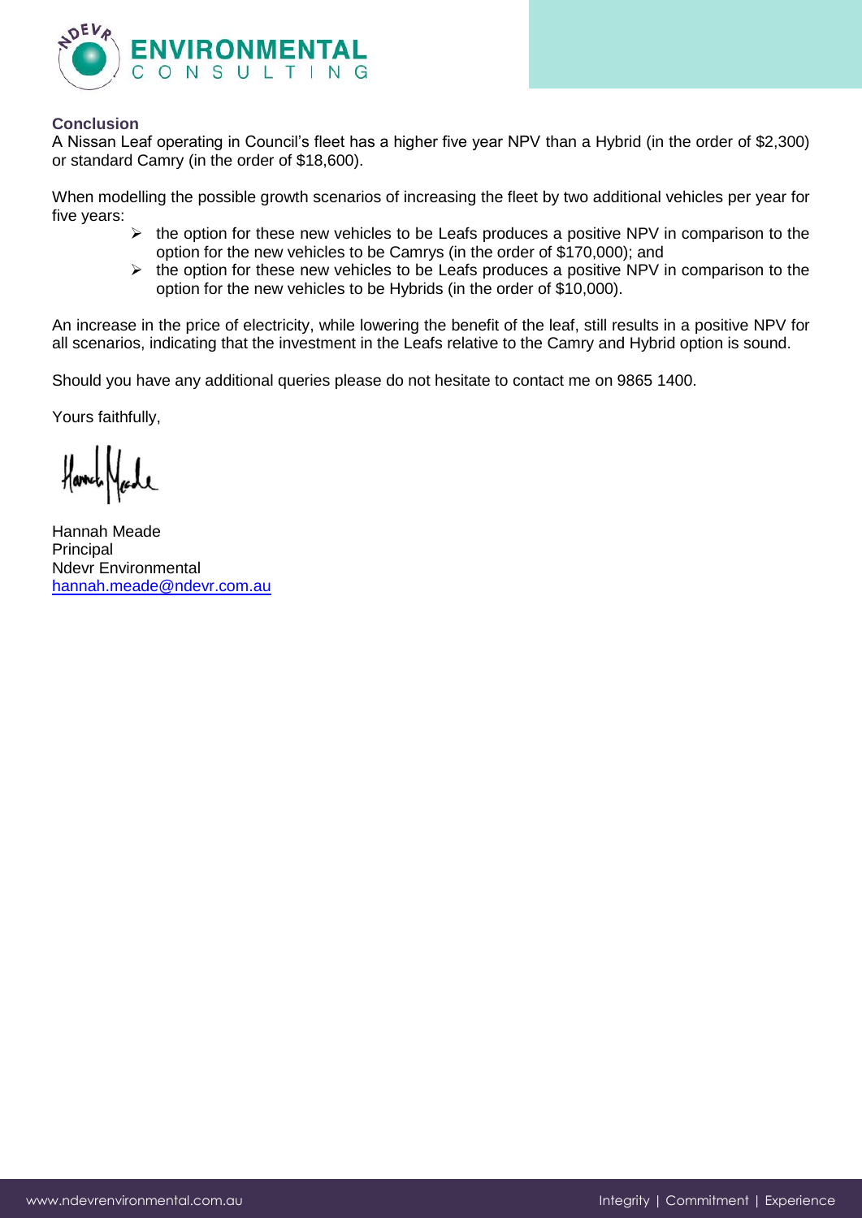## Conclusion

A Nissan Leaf operating in Council's fleet has a higher five year NPV than a Hybrid (in the order of $2,300) or standard Camry (in the order of $18,600).

When modelling the possible growth scenarios of increasing the fleet by two additional vehicles per year for five years:

- the option for these new vehicles to be Leafs produces a positive NPV in comparison to the option for the new vehicles to be Camrys (in the order of $170,000); and
- the option for these new vehicles to be Leafs produces a positive NPV in comparison to the option for the new vehicles to be Hybrids (in the order of $10,000).

An increase in the price of electricity, while lowering the benefit of the leaf, still results in a positive NPV for all scenarios, indicating that the investment in the Leafs relative to the Camry and Hybrid option is sound.

Should you have any additional queries please do not hesitate to contact me on 9865 1400.

Yours faithfully,

Hannah Meade
Principal
Ndevr Environmental
hannah.meade@ndevr.com.au